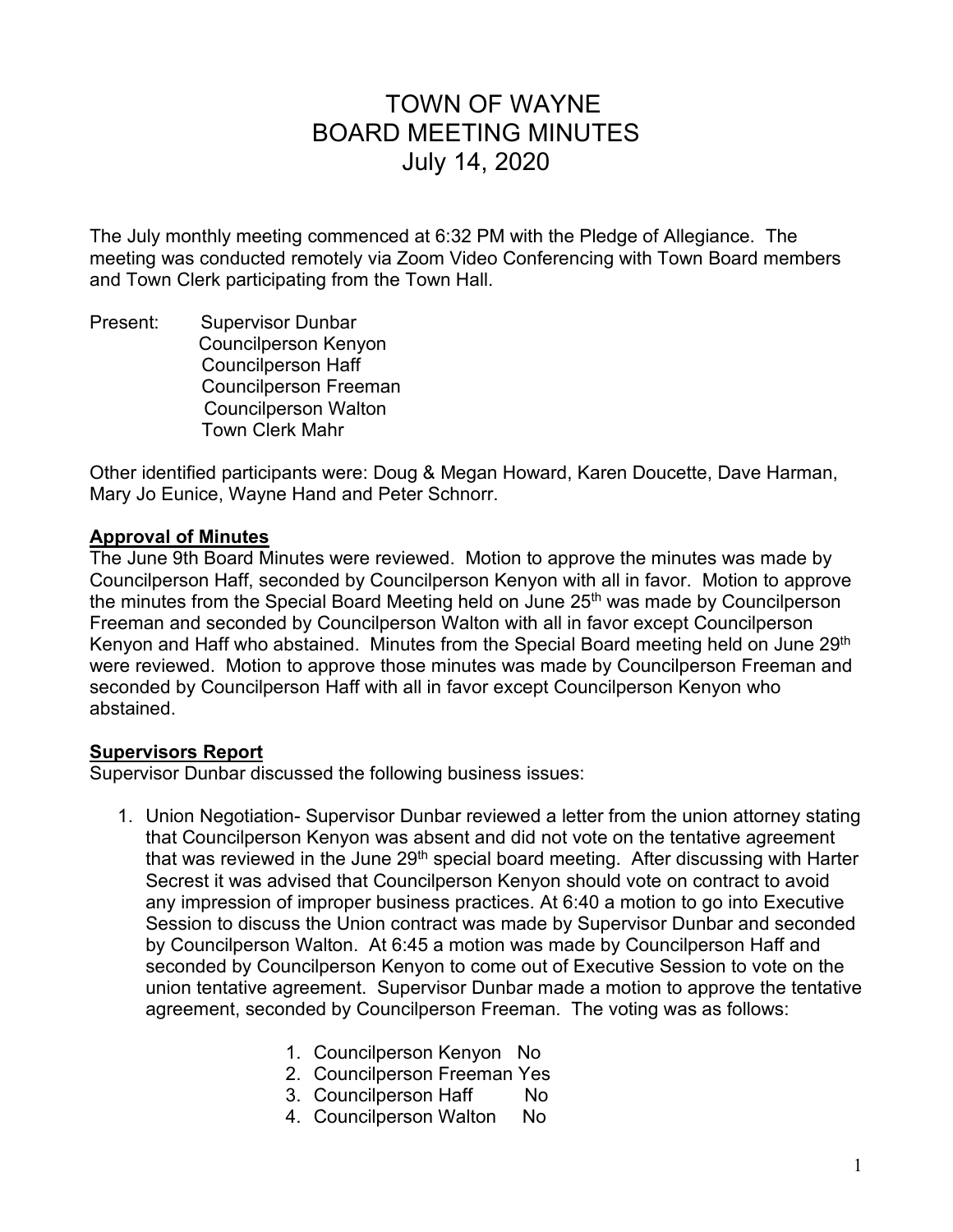# TOWN OF WAYNE
# BOARD MEETING MINUTES
# July 14, 2020

The July monthly meeting commenced at 6:32 PM with the Pledge of Allegiance. The meeting was conducted remotely via Zoom Video Conferencing with Town Board members and Town Clerk participating from the Town Hall.

Present: Supervisor Dunbar
Councilperson Kenyon
Councilperson Haff
Councilperson Freeman
Councilperson Walton
Town Clerk Mahr

Other identified participants were: Doug & Megan Howard, Karen Doucette, Dave Harman, Mary Jo Eunice, Wayne Hand and Peter Schnorr.

**Approval of Minutes**

The June 9th Board Minutes were reviewed. Motion to approve the minutes was made by Councilperson Haff, seconded by Councilperson Kenyon with all in favor. Motion to approve the minutes from the Special Board Meeting held on June 25th was made by Councilperson Freeman and seconded by Councilperson Walton with all in favor except Councilperson Kenyon and Haff who abstained. Minutes from the Special Board meeting held on June 29th were reviewed. Motion to approve those minutes was made by Councilperson Freeman and seconded by Councilperson Haff with all in favor except Councilperson Kenyon who abstained.

**Supervisors Report**

Supervisor Dunbar discussed the following business issues:

1. Union Negotiation- Supervisor Dunbar reviewed a letter from the union attorney stating that Councilperson Kenyon was absent and did not vote on the tentative agreement that was reviewed in the June 29th special board meeting. After discussing with Harter Secrest it was advised that Councilperson Kenyon should vote on contract to avoid any impression of improper business practices. At 6:40 a motion to go into Executive Session to discuss the Union contract was made by Supervisor Dunbar and seconded by Councilperson Walton. At 6:45 a motion was made by Councilperson Haff and seconded by Councilperson Kenyon to come out of Executive Session to vote on the union tentative agreement. Supervisor Dunbar made a motion to approve the tentative agreement, seconded by Councilperson Freeman. The voting was as follows:

    1. Councilperson Kenyon No
    2. Councilperson Freeman Yes
    3. Councilperson Haff No
    4. Councilperson Walton No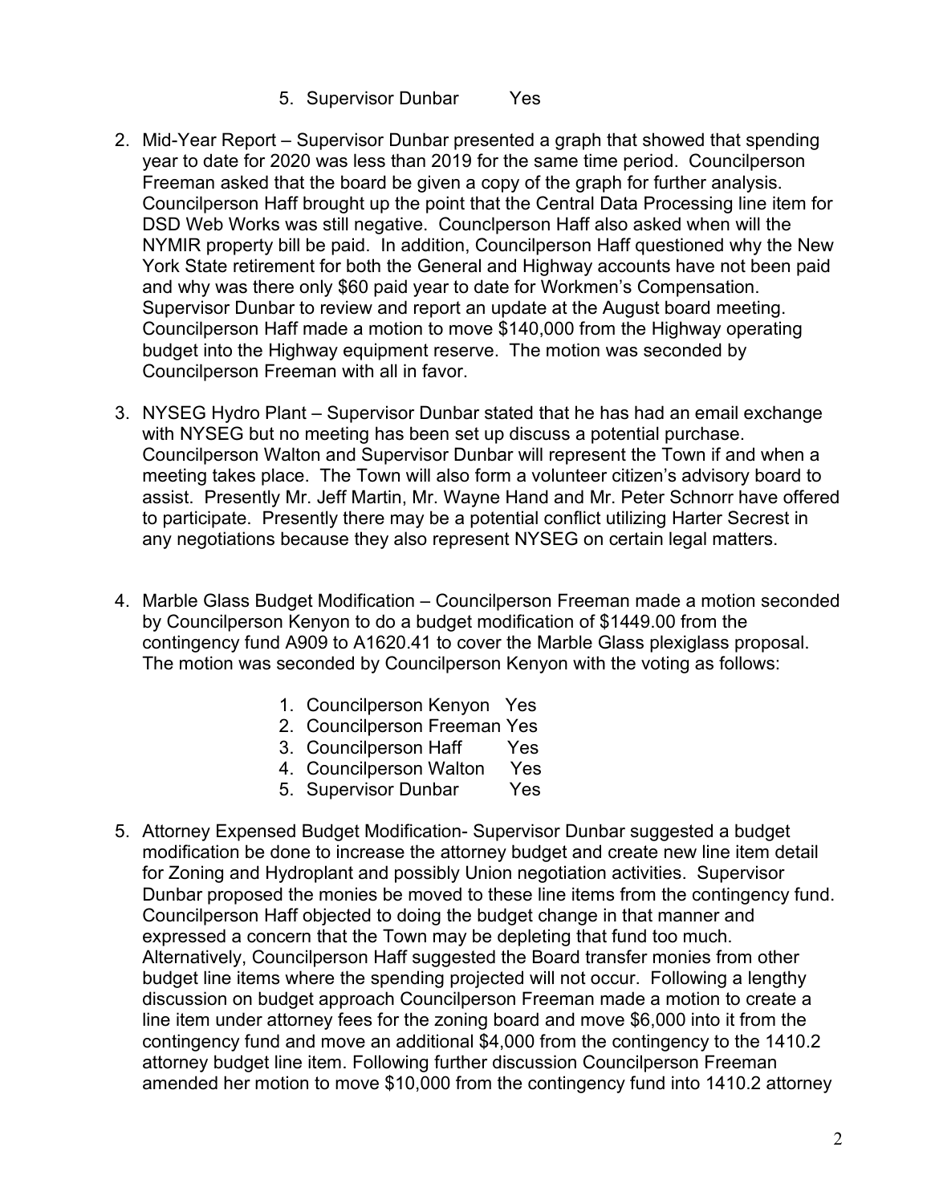5. Supervisor Dunbar Yes

2. Mid-Year Report – Supervisor Dunbar presented a graph that showed that spending year to date for 2020 was less than 2019 for the same time period. Councilperson Freeman asked that the board be given a copy of the graph for further analysis. Councilperson Haff brought up the point that the Central Data Processing line item for DSD Web Works was still negative. Counclperson Haff also asked when will the NYMIR property bill be paid. In addition, Councilperson Haff questioned why the New York State retirement for both the General and Highway accounts have not been paid and why was there only $60 paid year to date for Workmen's Compensation. Supervisor Dunbar to review and report an update at the August board meeting. Councilperson Haff made a motion to move $140,000 from the Highway operating budget into the Highway equipment reserve. The motion was seconded by Councilperson Freeman with all in favor.

3. NYSEG Hydro Plant – Supervisor Dunbar stated that he has had an email exchange with NYSEG but no meeting has been set up discuss a potential purchase. Councilperson Walton and Supervisor Dunbar will represent the Town if and when a meeting takes place. The Town will also form a volunteer citizen's advisory board to assist. Presently Mr. Jeff Martin, Mr. Wayne Hand and Mr. Peter Schnorr have offered to participate. Presently there may be a potential conflict utilizing Harter Secrest in any negotiations because they also represent NYSEG on certain legal matters.

4. Marble Glass Budget Modification – Councilperson Freeman made a motion seconded by Councilperson Kenyon to do a budget modification of $1449.00 from the contingency fund A909 to A1620.41 to cover the Marble Glass plexiglass proposal. The motion was seconded by Councilperson Kenyon with the voting as follows:

    1. Councilperson Kenyon Yes
    2. Councilperson Freeman Yes
    3. Councilperson Haff Yes
    4. Councilperson Walton Yes
    5. Supervisor Dunbar Yes

5. Attorney Expensed Budget Modification- Supervisor Dunbar suggested a budget modification be done to increase the attorney budget and create new line item detail for Zoning and Hydroplant and possibly Union negotiation activities. Supervisor Dunbar proposed the monies be moved to these line items from the contingency fund. Councilperson Haff objected to doing the budget change in that manner and expressed a concern that the Town may be depleting that fund too much. Alternatively, Councilperson Haff suggested the Board transfer monies from other budget line items where the spending projected will not occur. Following a lengthy discussion on budget approach Councilperson Freeman made a motion to create a line item under attorney fees for the zoning board and move $6,000 into it from the contingency fund and move an additional $4,000 from the contingency to the 1410.2 attorney budget line item. Following further discussion Councilperson Freeman amended her motion to move $10,000 from the contingency fund into 1410.2 attorney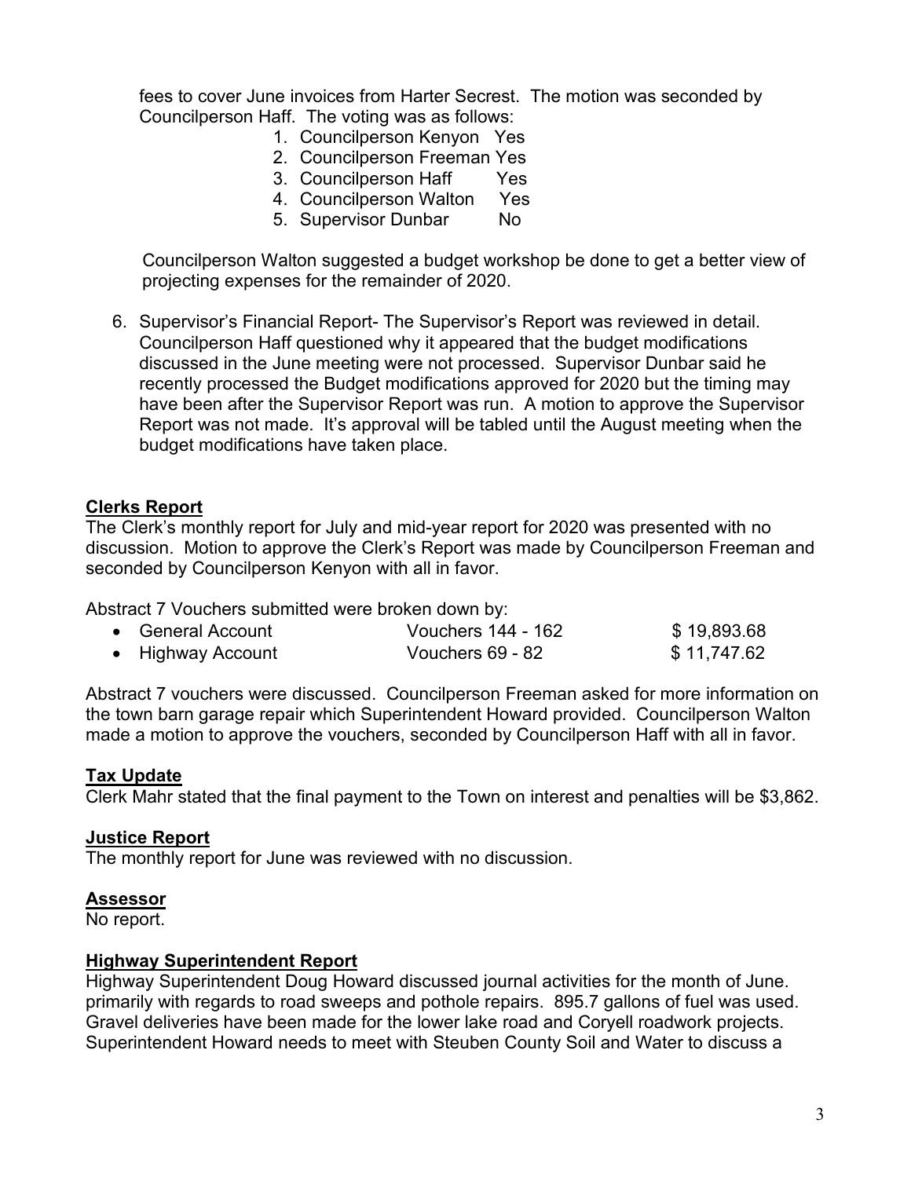fees to cover June invoices from Harter Secrest. The motion was seconded by Councilperson Haff. The voting was as follows:

1. Councilperson Kenyon Yes
2. Councilperson Freeman Yes
3. Councilperson Haff Yes
4. Councilperson Walton Yes
5. Supervisor Dunbar No

Councilperson Walton suggested a budget workshop be done to get a better view of projecting expenses for the remainder of 2020.

6. Supervisor's Financial Report- The Supervisor's Report was reviewed in detail. Councilperson Haff questioned why it appeared that the budget modifications discussed in the June meeting were not processed. Supervisor Dunbar said he recently processed the Budget modifications approved for 2020 but the timing may have been after the Supervisor Report was run. A motion to approve the Supervisor Report was not made. It's approval will be tabled until the August meeting when the budget modifications have taken place.

## Clerks Report

The Clerk's monthly report for July and mid-year report for 2020 was presented with no discussion. Motion to approve the Clerk's Report was made by Councilperson Freeman and seconded by Councilperson Kenyon with all in favor.

Abstract 7 Vouchers submitted were broken down by:

| | | |
|---|---|---|
| • General Account | Vouchers 144 - 162 | $ 19,893.68 |
| • Highway Account | Vouchers 69 - 82 | $ 11,747.62 |

Abstract 7 vouchers were discussed. Councilperson Freeman asked for more information on the town barn garage repair which Superintendent Howard provided. Councilperson Walton made a motion to approve the vouchers, seconded by Councilperson Haff with all in favor.

## Tax Update

Clerk Mahr stated that the final payment to the Town on interest and penalties will be $3,862.

## Justice Report

The monthly report for June was reviewed with no discussion.

## Assessor

No report.

## Highway Superintendent Report

Highway Superintendent Doug Howard discussed journal activities for the month of June. primarily with regards to road sweeps and pothole repairs. 895.7 gallons of fuel was used. Gravel deliveries have been made for the lower lake road and Coryell roadwork projects. Superintendent Howard needs to meet with Steuben County Soil and Water to discuss a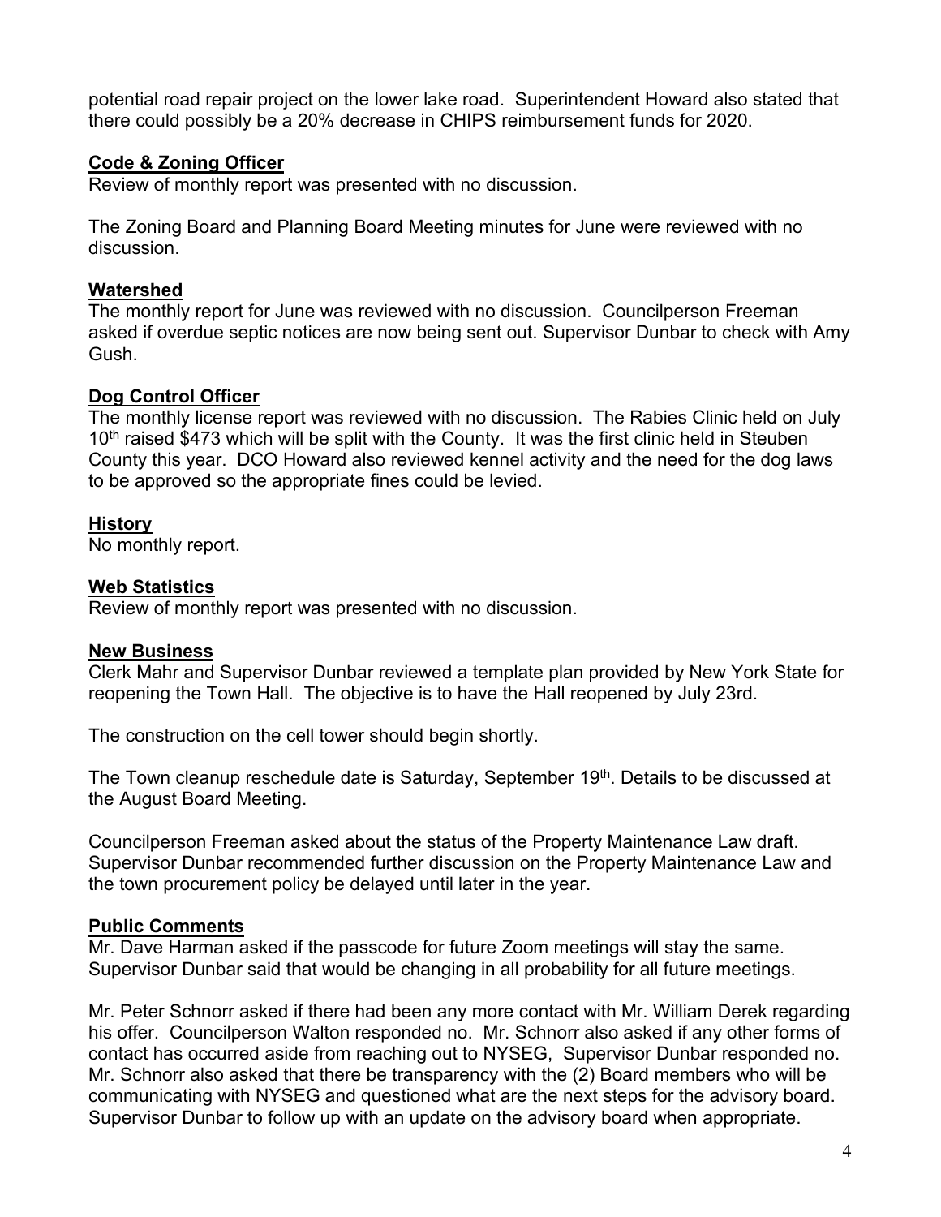potential road repair project on the lower lake road. Superintendent Howard also stated that there could possibly be a 20% decrease in CHIPS reimbursement funds for 2020.

## Code & Zoning Officer

Review of monthly report was presented with no discussion.

The Zoning Board and Planning Board Meeting minutes for June were reviewed with no discussion.

## Watershed

The monthly report for June was reviewed with no discussion. Councilperson Freeman asked if overdue septic notices are now being sent out. Supervisor Dunbar to check with Amy Gush.

## Dog Control Officer

The monthly license report was reviewed with no discussion. The Rabies Clinic held on July 10th raised $473 which will be split with the County. It was the first clinic held in Steuben County this year. DCO Howard also reviewed kennel activity and the need for the dog laws to be approved so the appropriate fines could be levied.

## History

No monthly report.

## Web Statistics

Review of monthly report was presented with no discussion.

## New Business

Clerk Mahr and Supervisor Dunbar reviewed a template plan provided by New York State for reopening the Town Hall. The objective is to have the Hall reopened by July 23rd.

The construction on the cell tower should begin shortly.

The Town cleanup reschedule date is Saturday, September 19th. Details to be discussed at the August Board Meeting.

Councilperson Freeman asked about the status of the Property Maintenance Law draft. Supervisor Dunbar recommended further discussion on the Property Maintenance Law and the town procurement policy be delayed until later in the year.

## Public Comments

Mr. Dave Harman asked if the passcode for future Zoom meetings will stay the same. Supervisor Dunbar said that would be changing in all probability for all future meetings.

Mr. Peter Schnorr asked if there had been any more contact with Mr. William Derek regarding his offer. Councilperson Walton responded no. Mr. Schnorr also asked if any other forms of contact has occurred aside from reaching out to NYSEG, Supervisor Dunbar responded no. Mr. Schnorr also asked that there be transparency with the (2) Board members who will be communicating with NYSEG and questioned what are the next steps for the advisory board. Supervisor Dunbar to follow up with an update on the advisory board when appropriate.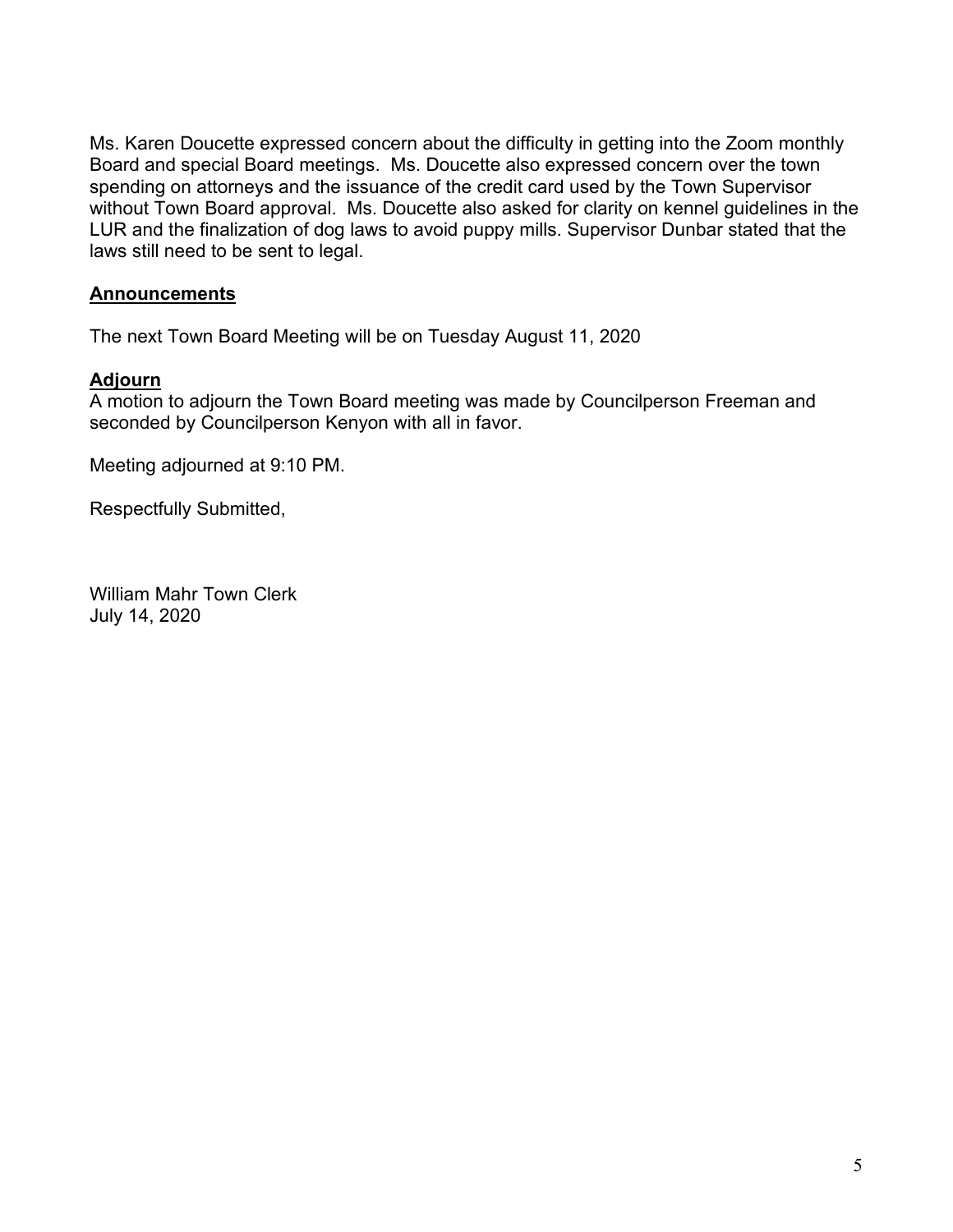Ms. Karen Doucette expressed concern about the difficulty in getting into the Zoom monthly Board and special Board meetings. Ms. Doucette also expressed concern over the town spending on attorneys and the issuance of the credit card used by the Town Supervisor without Town Board approval. Ms. Doucette also asked for clarity on kennel guidelines in the LUR and the finalization of dog laws to avoid puppy mills. Supervisor Dunbar stated that the laws still need to be sent to legal.

## **Announcements**

The next Town Board Meeting will be on Tuesday August 11, 2020

## **Adjourn**

A motion to adjourn the Town Board meeting was made by Councilperson Freeman and seconded by Councilperson Kenyon with all in favor.

Meeting adjourned at 9:10 PM.

Respectfully Submitted,

William Mahr Town Clerk
July 14, 2020